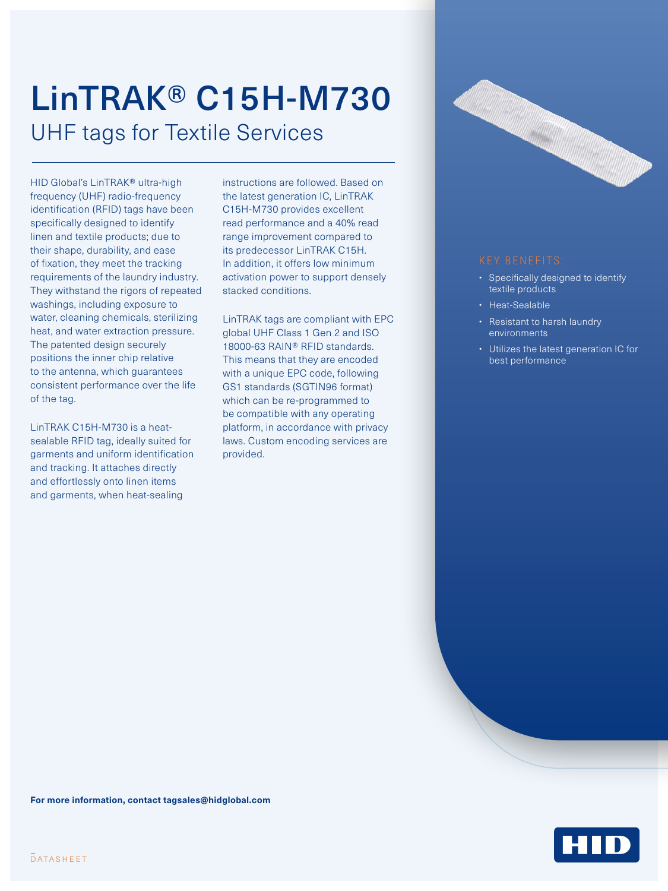# LinTRAK® C15H-M730

## UHF tags for Textile Services

HID Global's LinTRAK® ultra-high frequency (UHF) radio-frequency identification (RFID) tags have been specifically designed to identify linen and textile products; due to their shape, durability, and ease of fixation, they meet the tracking requirements of the laundry industry. They withstand the rigors of repeated washings, including exposure to water, cleaning chemicals, sterilizing heat, and water extraction pressure. The patented design securely positions the inner chip relative to the antenna, which guarantees consistent performance over the life of the tag.

LinTRAK C15H-M730 is a heat-sealable RFID tag, ideally suited for garments and uniform identification and tracking. It attaches directly and effortlessly onto linen items and garments, when heat-sealing instructions are followed. Based on the latest generation IC, LinTRAK C15H-M730 provides excellent read performance and a 40% read range improvement compared to its predecessor LinTRAK C15H. In addition, it offers low minimum activation power to support densely stacked conditions.

LinTRAK tags are compliant with EPC global UHF Class 1 Gen 2 and ISO 18000-63 RAIN® RFID standards. This means that they are encoded with a unique EPC code, following GS1 standards (SGTIN96 format) which can be re-programmed to be compatible with any operating platform, in accordance with privacy laws. Custom encoding services are provided.

### KEY BENEFITS:

- Specifically designed to identify textile products
- Heat-Sealable
- Resistant to harsh laundry environments
- Utilizes the latest generation IC for best performance

**For more information, contact tagsales@hidglobal.com**

DATASHEET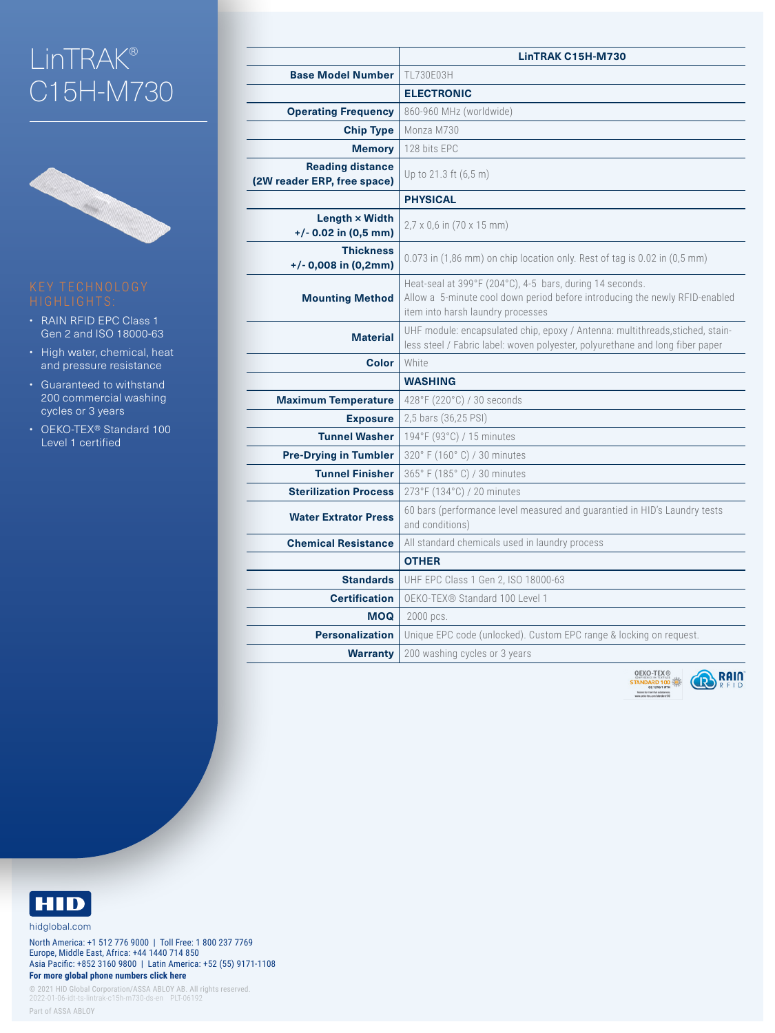# LinTRAK® C15H-M730

## KEY TECHNOLOGY HIGHLIGHTS:

- RAIN RFID EPC Class 1 Gen 2 and ISO 18000-63
- High water, chemical, heat and pressure resistance
- Guaranteed to withstand 200 commercial washing cycles or 3 years
- OEKO-TEX® Standard 100 Level 1 certified

| | LinTRAK C15H-M730 |
|---|---|
| **Base Model Number** | TL730E03H |
| | **ELECTRONIC** |
| **Operating Frequency** | 860-960 MHz (worldwide) |
| **Chip Type** | Monza M730 |
| **Memory** | 128 bits EPC |
| **Reading distance (2W reader ERP, free space)** | Up to 21.3 ft (6,5 m) |
| | **PHYSICAL** |
| **Length × Width +/- 0.02 in (0,5 mm)** | 2,7 x 0,6 in (70 x 15 mm) |
| **Thickness +/- 0,008 in (0,2mm)** | 0.073 in (1,86 mm) on chip location only. Rest of tag is 0.02 in (0,5 mm) |
| **Mounting Method** | Heat-seal at 399°F (204°C), 4-5 bars, during 14 seconds. Allow a 5-minute cool down period before introducing the newly RFID-enabled item into harsh laundry processes |
| **Material** | UHF module: encapsulated chip, epoxy / Antenna: multithreads,stiched, stainless steel / Fabric label: woven polyester, polyurethane and long fiber paper |
| **Color** | White |
| | **WASHING** |
| **Maximum Temperature** | 428°F (220°C) / 30 seconds |
| **Exposure** | 2,5 bars (36,25 PSI) |
| **Tunnel Washer** | 194°F (93°C) / 15 minutes |
| **Pre-Drying in Tumbler** | 320° F (160° C) / 30 minutes |
| **Tunnel Finisher** | 365° F (185° C) / 30 minutes |
| **Sterilization Process** | 273°F (134°C) / 20 minutes |
| **Water Extrator Press** | 60 bars (performance level measured and guarantied in HID's Laundry tests and conditions) |
| **Chemical Resistance** | All standard chemicals used in laundry process |
| | **OTHER** |
| **Standards** | UHF EPC Class 1 Gen 2, ISO 18000-63 |
| **Certification** | OEKO-TEX® Standard 100 Level 1 |
| **MOQ** | 2000 pcs. |
| **Personalization** | Unique EPC code (unlocked). Custom EPC range & locking on request. |
| **Warranty** | 200 washing cycles or 3 years |

hidglobal.com

North America: +1 512 776 9000 | Toll Free: 1 800 237 7769
Europe, Middle East, Africa: +44 1440 714 850
Asia Pacific: +852 3160 9800 | Latin America: +52 (55) 9171-1108
**For more global phone numbers click here**

© 2021 HID Global Corporation/ASSA ABLOY AB. All rights reserved.
2022-01-06-idt-ts-lintrak-c15h-m730-ds-en PLT-06192

Part of ASSA ABLOY